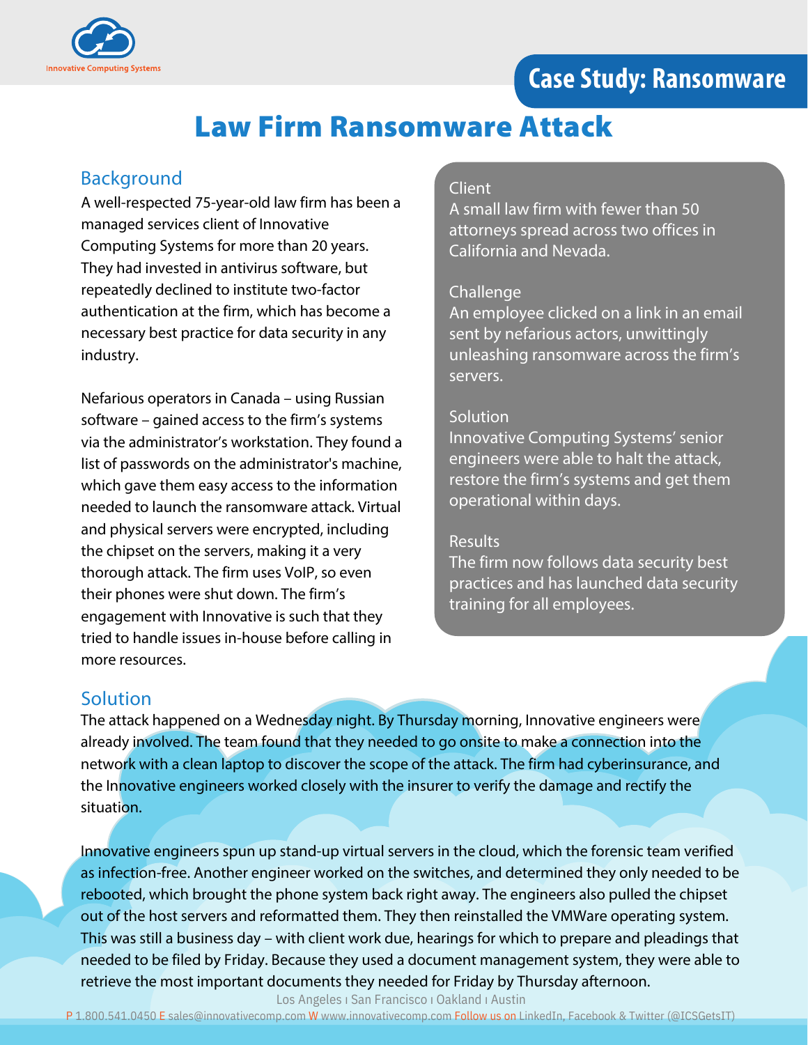# Case Study: Ransomware

# Law Firm Ransomware Attack

## Background

A well-respected 75-year-old law firm has been a managed services client of Innovative Computing Systems for more than 20 years. They had invested in antivirus software, but repeatedly declined to institute two-factor authentication at the firm, which has become a necessary best practice for data security in any industry.

Nefarious operators in Canada – using Russian software – gained access to the firm's systems via the administrator's workstation. They found a list of passwords on the administrator's machine, which gave them easy access to the information needed to launch the ransomware attack. Virtual and physical servers were encrypted, including the chipset on the servers, making it a very thorough attack. The firm uses VoIP, so even their phones were shut down. The firm's engagement with Innovative is such that they tried to handle issues in-house before calling in more resources.

**Client**
A small law firm with fewer than 50 attorneys spread across two offices in California and Nevada.

**Challenge**
An employee clicked on a link in an email sent by nefarious actors, unwittingly unleashing ransomware across the firm's servers.

**Solution**
Innovative Computing Systems' senior engineers were able to halt the attack, restore the firm's systems and get them operational within days.

**Results**
The firm now follows data security best practices and has launched data security training for all employees.

## Solution

The attack happened on a Wednesday night. By Thursday morning, Innovative engineers were already involved. The team found that they needed to go onsite to make a connection into the network with a clean laptop to discover the scope of the attack. The firm had cyberinsurance, and the Innovative engineers worked closely with the insurer to verify the damage and rectify the situation.

Innovative engineers spun up stand-up virtual servers in the cloud, which the forensic team verified as infection-free. Another engineer worked on the switches, and determined they only needed to be rebooted, which brought the phone system back right away. The engineers also pulled the chipset out of the host servers and reformatted them. They then reinstalled the VMWare operating system. This was still a business day – with client work due, hearings for which to prepare and pleadings that needed to be filed by Friday. Because they used a document management system, they were able to retrieve the most important documents they needed for Friday by Thursday afternoon.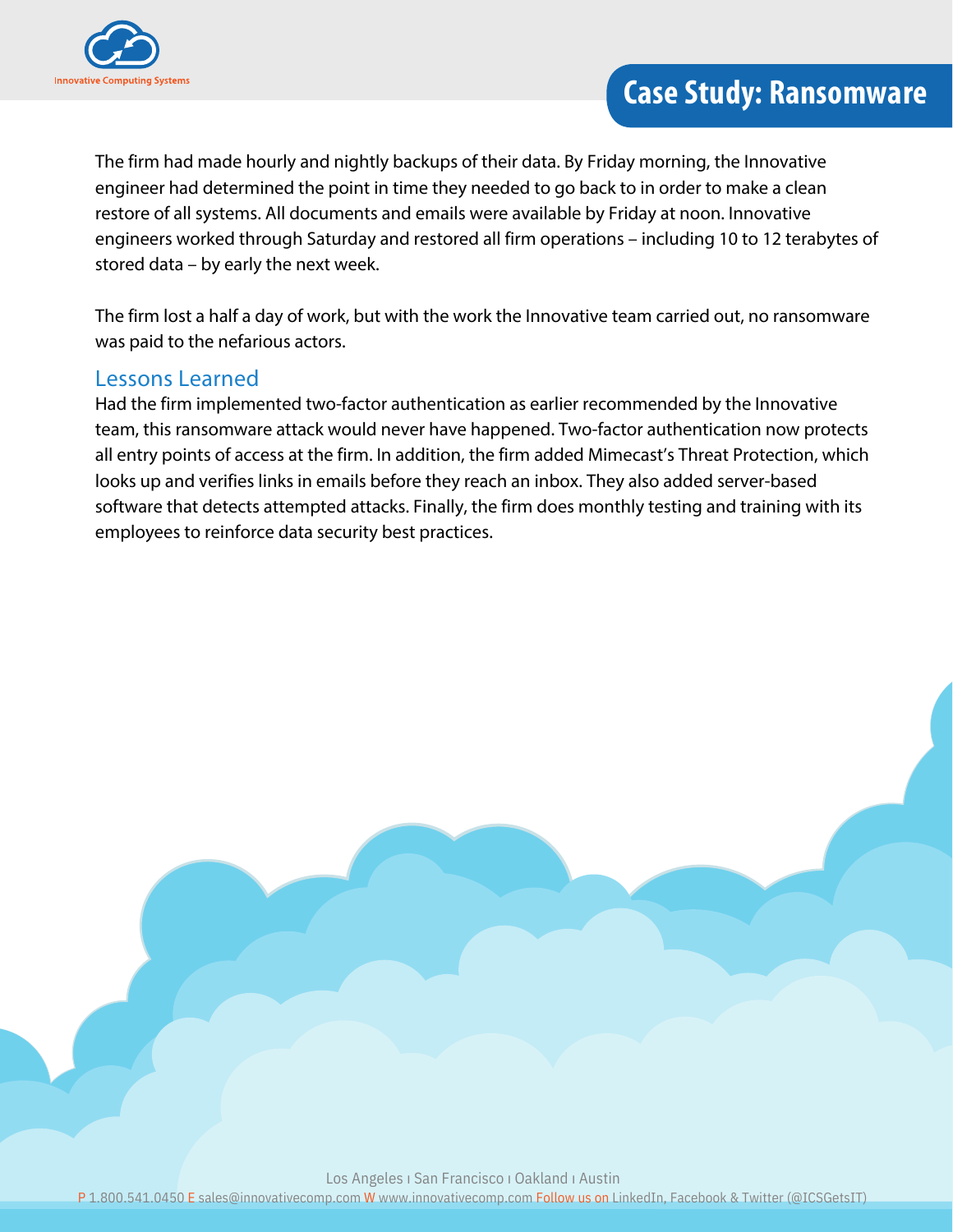The firm had made hourly and nightly backups of their data. By Friday morning, the Innovative engineer had determined the point in time they needed to go back to in order to make a clean restore of all systems. All documents and emails were available by Friday at noon. Innovative engineers worked through Saturday and restored all firm operations – including 10 to 12 terabytes of stored data – by early the next week.

The firm lost a half a day of work, but with the work the Innovative team carried out, no ransomware was paid to the nefarious actors.

## Lessons Learned

Had the firm implemented two-factor authentication as earlier recommended by the Innovative team, this ransomware attack would never have happened. Two-factor authentication now protects all entry points of access at the firm. In addition, the firm added Mimecast's Threat Protection, which looks up and verifies links in emails before they reach an inbox. They also added server-based software that detects attempted attacks. Finally, the firm does monthly testing and training with its employees to reinforce data security best practices.